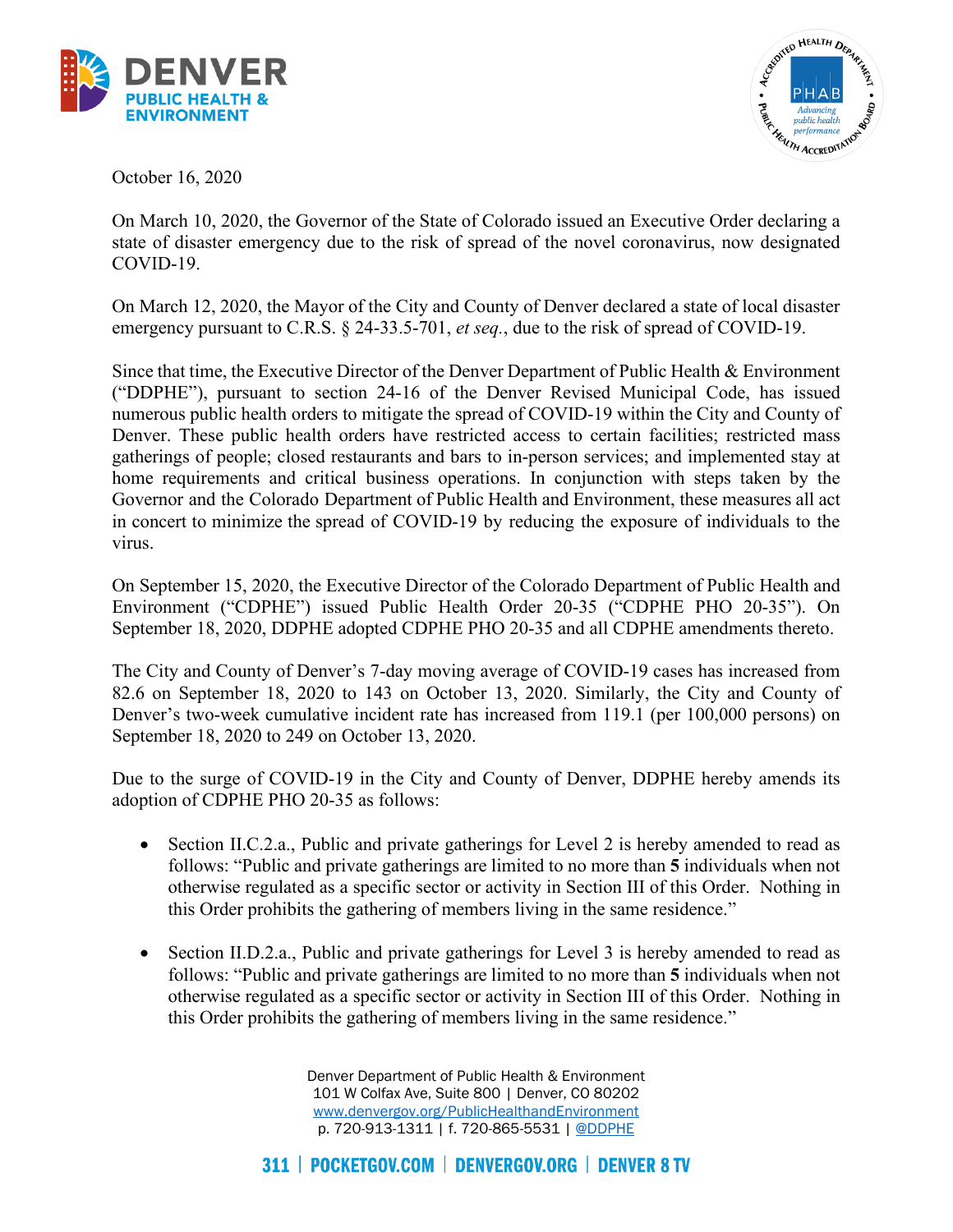October 16, 2020

On March 10, 2020, the Governor of the State of Colorado issued an Executive Order declaring a state of disaster emergency due to the risk of spread of the novel coronavirus, now designated COVID-19.

On March 12, 2020, the Mayor of the City and County of Denver declared a state of local disaster emergency pursuant to C.R.S. § 24-33.5-701, *et seq.*, due to the risk of spread of COVID-19.

Since that time, the Executive Director of the Denver Department of Public Health & Environment ("DDPHE"), pursuant to section 24-16 of the Denver Revised Municipal Code, has issued numerous public health orders to mitigate the spread of COVID-19 within the City and County of Denver. These public health orders have restricted access to certain facilities; restricted mass gatherings of people; closed restaurants and bars to in-person services; and implemented stay at home requirements and critical business operations. In conjunction with steps taken by the Governor and the Colorado Department of Public Health and Environment, these measures all act in concert to minimize the spread of COVID-19 by reducing the exposure of individuals to the virus.

On September 15, 2020, the Executive Director of the Colorado Department of Public Health and Environment ("CDPHE") issued Public Health Order 20-35 ("CDPHE PHO 20-35"). On September 18, 2020, DDPHE adopted CDPHE PHO 20-35 and all CDPHE amendments thereto.

The City and County of Denver's 7-day moving average of COVID-19 cases has increased from 82.6 on September 18, 2020 to 143 on October 13, 2020. Similarly, the City and County of Denver's two-week cumulative incident rate has increased from 119.1 (per 100,000 persons) on September 18, 2020 to 249 on October 13, 2020.

Due to the surge of COVID-19 in the City and County of Denver, DDPHE hereby amends its adoption of CDPHE PHO 20-35 as follows:

- Section II.C.2.a., Public and private gatherings for Level 2 is hereby amended to read as follows: "Public and private gatherings are limited to no more than **5** individuals when not otherwise regulated as a specific sector or activity in Section III of this Order. Nothing in this Order prohibits the gathering of members living in the same residence."

- Section II.D.2.a., Public and private gatherings for Level 3 is hereby amended to read as follows: "Public and private gatherings are limited to no more than **5** individuals when not otherwise regulated as a specific sector or activity in Section III of this Order. Nothing in this Order prohibits the gathering of members living in the same residence."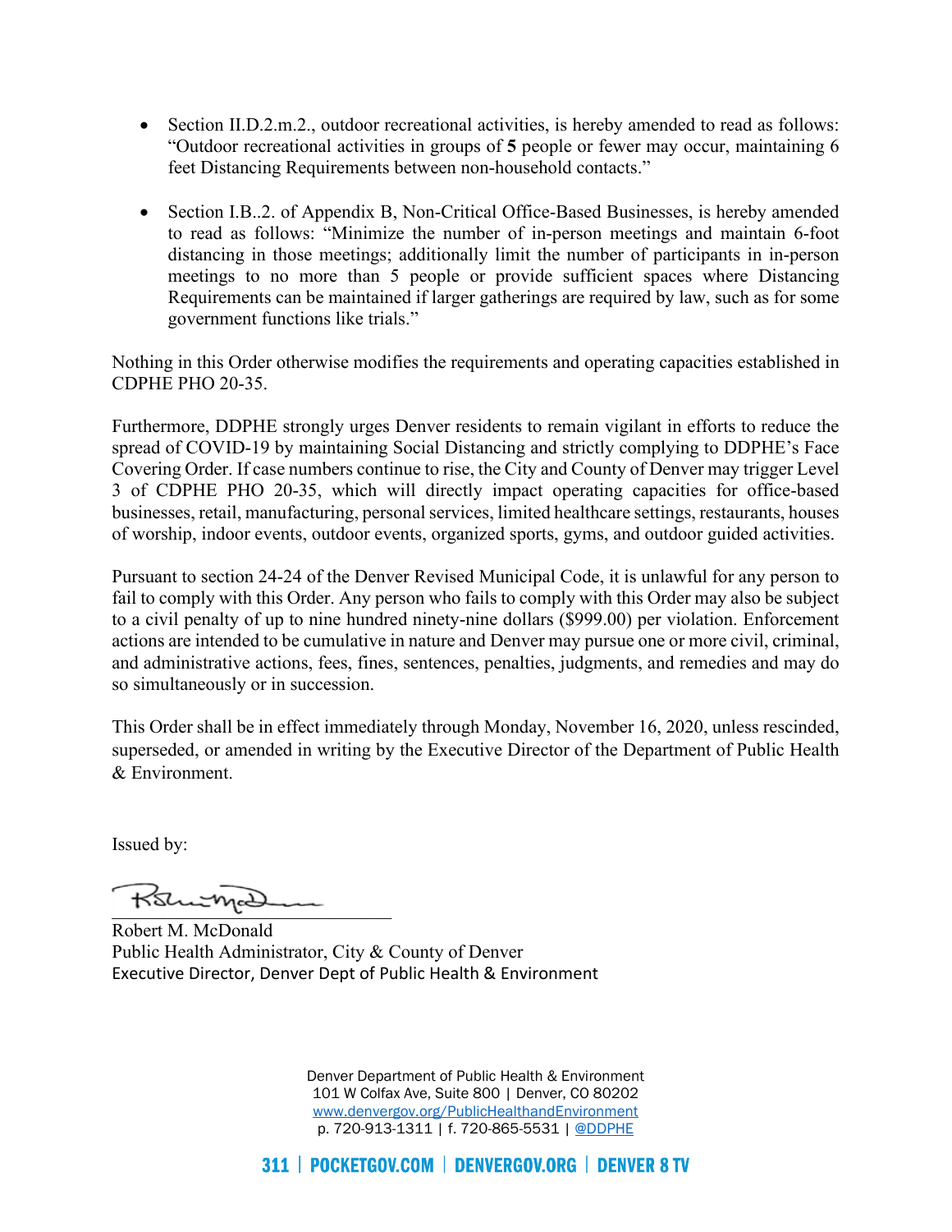- Section II.D.2.m.2., outdoor recreational activities, is hereby amended to read as follows: "Outdoor recreational activities in groups of **5** people or fewer may occur, maintaining 6 feet Distancing Requirements between non-household contacts."

- Section I.B..2. of Appendix B, Non-Critical Office-Based Businesses, is hereby amended to read as follows: "Minimize the number of in-person meetings and maintain 6-foot distancing in those meetings; additionally limit the number of participants in in-person meetings to no more than 5 people or provide sufficient spaces where Distancing Requirements can be maintained if larger gatherings are required by law, such as for some government functions like trials."

Nothing in this Order otherwise modifies the requirements and operating capacities established in CDPHE PHO 20-35.

Furthermore, DDPHE strongly urges Denver residents to remain vigilant in efforts to reduce the spread of COVID-19 by maintaining Social Distancing and strictly complying to DDPHE's Face Covering Order. If case numbers continue to rise, the City and County of Denver may trigger Level 3 of CDPHE PHO 20-35, which will directly impact operating capacities for office-based businesses, retail, manufacturing, personal services, limited healthcare settings, restaurants, houses of worship, indoor events, outdoor events, organized sports, gyms, and outdoor guided activities.

Pursuant to section 24-24 of the Denver Revised Municipal Code, it is unlawful for any person to fail to comply with this Order. Any person who fails to comply with this Order may also be subject to a civil penalty of up to nine hundred ninety-nine dollars ($999.00) per violation. Enforcement actions are intended to be cumulative in nature and Denver may pursue one or more civil, criminal, and administrative actions, fees, fines, sentences, penalties, judgments, and remedies and may do so simultaneously or in succession.

This Order shall be in effect immediately through Monday, November 16, 2020, unless rescinded, superseded, or amended in writing by the Executive Director of the Department of Public Health & Environment.

Issued by:

Robert M. McDonald
Public Health Administrator, City & County of Denver
Executive Director, Denver Dept of Public Health & Environment

Denver Department of Public Health & Environment
101 W Colfax Ave, Suite 800 | Denver, CO 80202
www.denvergov.org/PublicHealthandEnvironment
p. 720-913-1311 | f. 720-865-5531 | @DDPHE

311 | POCKETGOV.COM | DENVERGOV.ORG | DENVER 8 TV